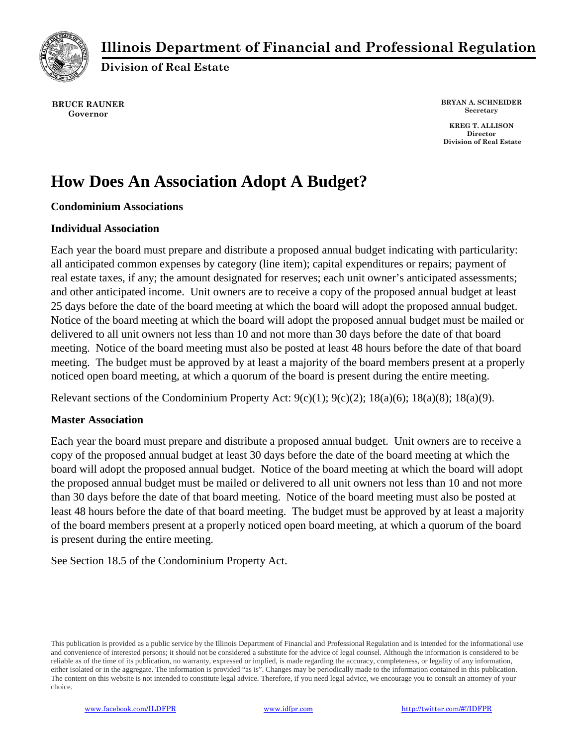# Illinois Department of Financial and Professional Regulation

**Division of Real Estate**

**BRUCE RAUNER**
**Governor**

**BRYAN A. SCHNEIDER**
**Secretary**

**KREG T. ALLISON**
**Director**
**Division of Real Estate**

# How Does An Association Adopt A Budget?

**Condominium Associations**

**Individual Association**

Each year the board must prepare and distribute a proposed annual budget indicating with particularity: all anticipated common expenses by category (line item); capital expenditures or repairs; payment of real estate taxes, if any; the amount designated for reserves; each unit owner's anticipated assessments; and other anticipated income. Unit owners are to receive a copy of the proposed annual budget at least 25 days before the date of the board meeting at which the board will adopt the proposed annual budget. Notice of the board meeting at which the board will adopt the proposed annual budget must be mailed or delivered to all unit owners not less than 10 and not more than 30 days before the date of that board meeting. Notice of the board meeting must also be posted at least 48 hours before the date of that board meeting. The budget must be approved by at least a majority of the board members present at a properly noticed open board meeting, at which a quorum of the board is present during the entire meeting.

Relevant sections of the Condominium Property Act: 9(c)(1); 9(c)(2); 18(a)(6); 18(a)(8); 18(a)(9).

**Master Association**

Each year the board must prepare and distribute a proposed annual budget. Unit owners are to receive a copy of the proposed annual budget at least 30 days before the date of the board meeting at which the board will adopt the proposed annual budget. Notice of the board meeting at which the board will adopt the proposed annual budget must be mailed or delivered to all unit owners not less than 10 and not more than 30 days before the date of that board meeting. Notice of the board meeting must also be posted at least 48 hours before the date of that board meeting. The budget must be approved by at least a majority of the board members present at a properly noticed open board meeting, at which a quorum of the board is present during the entire meeting.

See Section 18.5 of the Condominium Property Act.

This publication is provided as a public service by the Illinois Department of Financial and Professional Regulation and is intended for the informational use and convenience of interested persons; it should not be considered a substitute for the advice of legal counsel. Although the information is considered to be reliable as of the time of its publication, no warranty, expressed or implied, is made regarding the accuracy, completeness, or legality of any information, either isolated or in the aggregate. The information is provided "as is". Changes may be periodically made to the information contained in this publication. The content on this website is not intended to constitute legal advice. Therefore, if you need legal advice, we encourage you to consult an attorney of your choice.

www.facebook.com/ILDFPR | www.idfpr.com | http://twitter.com/#!/IDFPR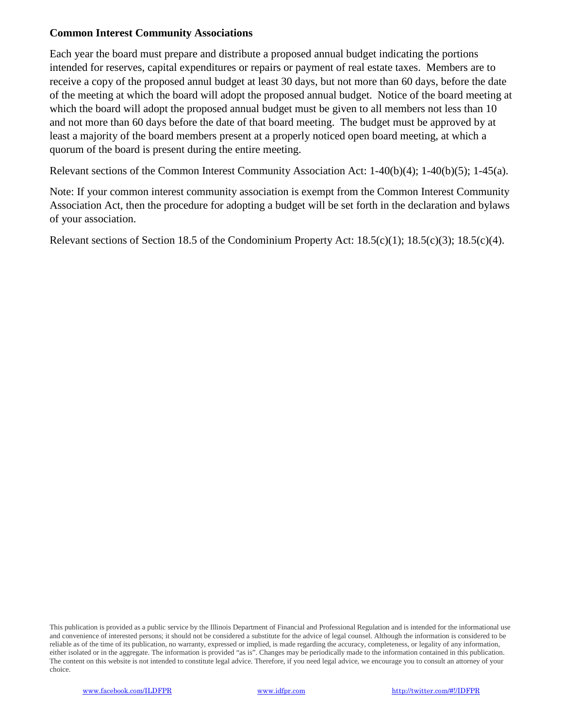**Common Interest Community Associations**

Each year the board must prepare and distribute a proposed annual budget indicating the portions intended for reserves, capital expenditures or repairs or payment of real estate taxes. Members are to receive a copy of the proposed annul budget at least 30 days, but not more than 60 days, before the date of the meeting at which the board will adopt the proposed annual budget. Notice of the board meeting at which the board will adopt the proposed annual budget must be given to all members not less than 10 and not more than 60 days before the date of that board meeting. The budget must be approved by at least a majority of the board members present at a properly noticed open board meeting, at which a quorum of the board is present during the entire meeting.

Relevant sections of the Common Interest Community Association Act: 1-40(b)(4); 1-40(b)(5); 1-45(a).

Note: If your common interest community association is exempt from the Common Interest Community Association Act, then the procedure for adopting a budget will be set forth in the declaration and bylaws of your association.

Relevant sections of Section 18.5 of the Condominium Property Act: 18.5(c)(1); 18.5(c)(3); 18.5(c)(4).

This publication is provided as a public service by the Illinois Department of Financial and Professional Regulation and is intended for the informational use and convenience of interested persons; it should not be considered a substitute for the advice of legal counsel. Although the information is considered to be reliable as of the time of its publication, no warranty, expressed or implied, is made regarding the accuracy, completeness, or legality of any information, either isolated or in the aggregate. The information is provided "as is". Changes may be periodically made to the information contained in this publication. The content on this website is not intended to constitute legal advice. Therefore, if you need legal advice, we encourage you to consult an attorney of your choice.

www.facebook.com/ILDFPR www.idfpr.com http://twitter.com/#!/IDFPR